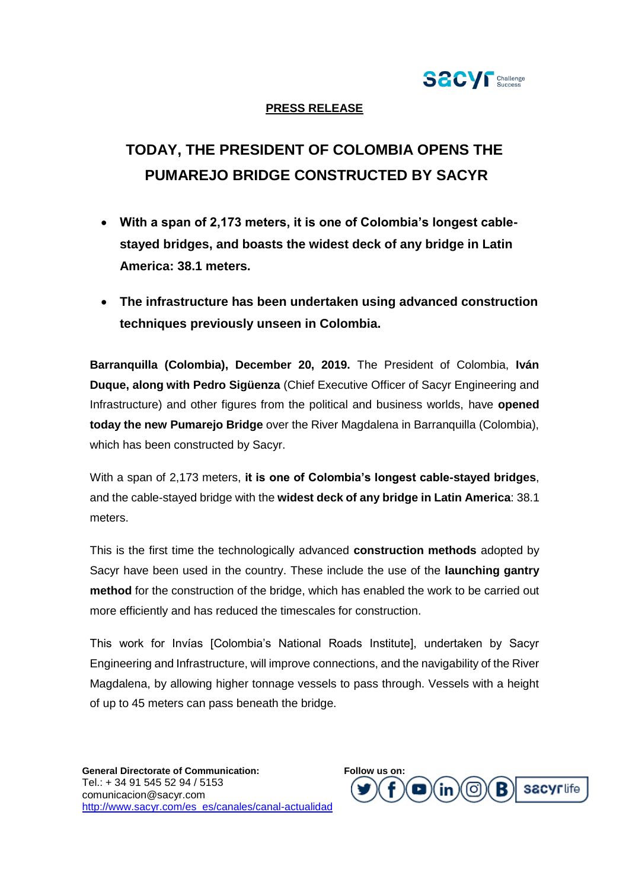**PRESS RELEASE**

# TODAY, THE PRESIDENT OF COLOMBIA OPENS THE PUMAREJO BRIDGE CONSTRUCTED BY SACYR

- **With a span of 2,173 meters, it is one of Colombia's longest cable-stayed bridges, and boasts the widest deck of any bridge in Latin America: 38.1 meters.**
- **The infrastructure has been undertaken using advanced construction techniques previously unseen in Colombia.**

**Barranquilla (Colombia), December 20, 2019.** The President of Colombia, **Iván Duque, along with Pedro Sigüenza** (Chief Executive Officer of Sacyr Engineering and Infrastructure) and other figures from the political and business worlds, have **opened today the new Pumarejo Bridge** over the River Magdalena in Barranquilla (Colombia), which has been constructed by Sacyr.

With a span of 2,173 meters, **it is one of Colombia's longest cable-stayed bridges**, and the cable-stayed bridge with the **widest deck of any bridge in Latin America**: 38.1 meters.

This is the first time the technologically advanced **construction methods** adopted by Sacyr have been used in the country. These include the use of the **launching gantry method** for the construction of the bridge, which has enabled the work to be carried out more efficiently and has reduced the timescales for construction.

This work for Invías [Colombia's National Roads Institute], undertaken by Sacyr Engineering and Infrastructure, will improve connections, and the navigability of the River Magdalena, by allowing higher tonnage vessels to pass through. Vessels with a height of up to 45 meters can pass beneath the bridge.

**General Directorate of Communication:**
Tel.: + 34 91 545 52 94 / 5153
comunicacion@sacyr.com
http://www.sacyr.com/es_es/canales/canal-actualidad

**Follow us on:**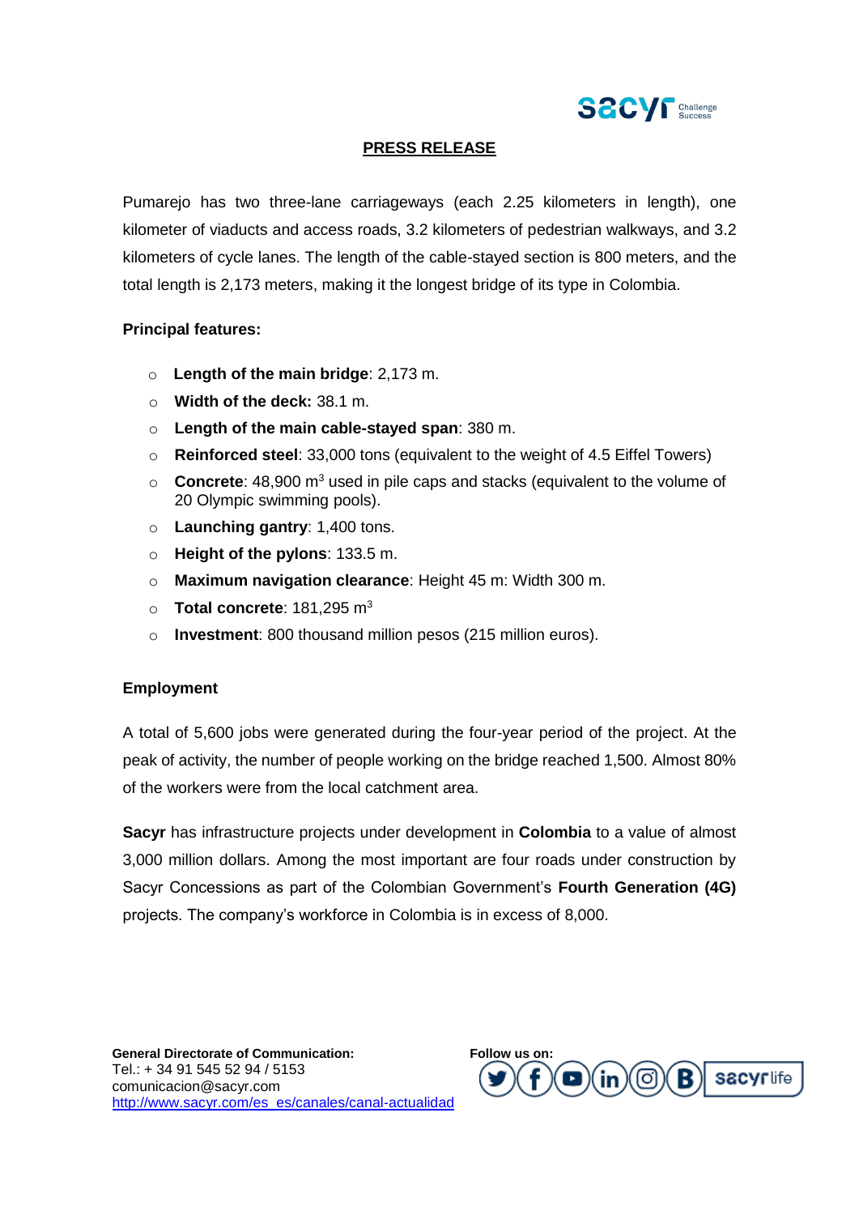**PRESS RELEASE**

Pumarejo has two three-lane carriageways (each 2.25 kilometers in length), one kilometer of viaducts and access roads, 3.2 kilometers of pedestrian walkways, and 3.2 kilometers of cycle lanes. The length of the cable-stayed section is 800 meters, and the total length is 2,173 meters, making it the longest bridge of its type in Colombia.

**Principal features:**

- **Length of the main bridge**: 2,173 m.
- **Width of the deck:** 38.1 m.
- **Length of the main cable-stayed span**: 380 m.
- **Reinforced steel**: 33,000 tons (equivalent to the weight of 4.5 Eiffel Towers)
- **Concrete**: 48,900 $m^3$ used in pile caps and stacks (equivalent to the volume of 20 Olympic swimming pools).
- **Launching gantry**: 1,400 tons.
- **Height of the pylons**: 133.5 m.
- **Maximum navigation clearance**: Height 45 m: Width 300 m.
- **Total concrete**: 181,295 $m^3$
- **Investment**: 800 thousand million pesos (215 million euros).

**Employment**

A total of 5,600 jobs were generated during the four-year period of the project. At the peak of activity, the number of people working on the bridge reached 1,500. Almost 80% of the workers were from the local catchment area.

**Sacyr** has infrastructure projects under development in **Colombia** to a value of almost 3,000 million dollars. Among the most important are four roads under construction by Sacyr Concessions as part of the Colombian Government's **Fourth Generation (4G)** projects. The company's workforce in Colombia is in excess of 8,000.

**General Directorate of Communication:**
Tel.: + 34 91 545 52 94 / 5153
comunicacion@sacyr.com
http://www.sacyr.com/es_es/canales/canal-actualidad

**Follow us on:**